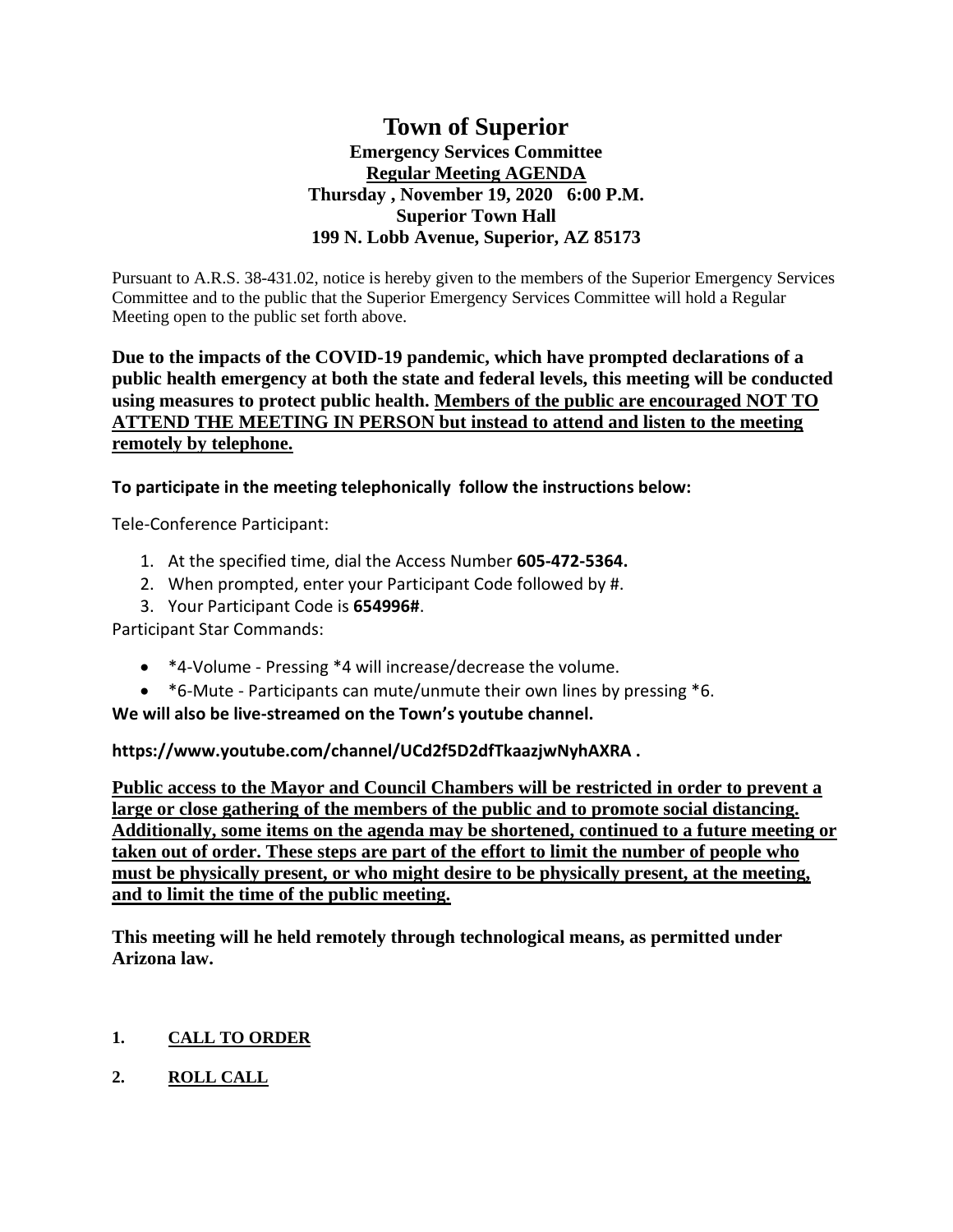# Town of Superior

## Emergency Services Committee

## Regular Meeting AGENDA

## Thursday , November 19, 2020 6:00 P.M.

## Superior Town Hall

## 199 N. Lobb Avenue, Superior, AZ 85173

Pursuant to A.R.S. 38-431.02, notice is hereby given to the members of the Superior Emergency Services Committee and to the public that the Superior Emergency Services Committee will hold a Regular Meeting open to the public set forth above.

**Due to the impacts of the COVID-19 pandemic, which have prompted declarations of a public health emergency at both the state and federal levels, this meeting will be conducted using measures to protect public health. Members of the public are encouraged NOT TO ATTEND THE MEETING IN PERSON but instead to attend and listen to the meeting remotely by telephone.**

**To participate in the meeting telephonically follow the instructions below:**

Tele-Conference Participant:

1. At the specified time, dial the Access Number **605-472-5364.**
2. When prompted, enter your Participant Code followed by #.
3. Your Participant Code is **654996#**.

Participant Star Commands:

- *4-Volume - Pressing *4 will increase/decrease the volume.
- *6-Mute - Participants can mute/unmute their own lines by pressing *6.

**We will also be live-streamed on the Town's youtube channel.**

**https://www.youtube.com/channel/UCd2f5D2dfTkaazjwNyhAXRA .**

**Public access to the Mayor and Council Chambers will be restricted in order to prevent a large or close gathering of the members of the public and to promote social distancing. Additionally, some items on the agenda may be shortened, continued to a future meeting or taken out of order. These steps are part of the effort to limit the number of people who must be physically present, or who might desire to be physically present, at the meeting, and to limit the time of the public meeting.**

**This meeting will he held remotely through technological means, as permitted under Arizona law.**

**1. CALL TO ORDER**

**2. ROLL CALL**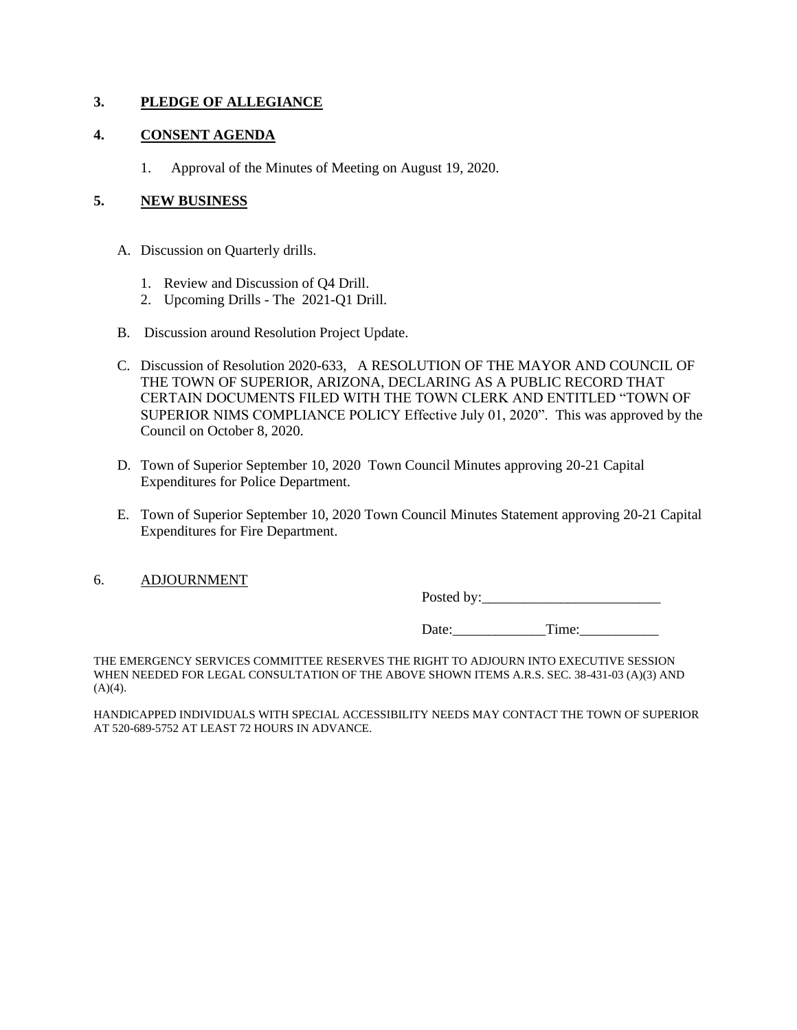## 3. **PLEDGE OF ALLEGIANCE**

## 4. **CONSENT AGENDA**

1. Approval of the Minutes of Meeting on August 19, 2020.

## 5. **NEW BUSINESS**

A. Discussion on Quarterly drills.

   1. Review and Discussion of Q4 Drill.
   2. Upcoming Drills - The 2021-Q1 Drill.

B. Discussion around Resolution Project Update.

C. Discussion of Resolution 2020-633, A RESOLUTION OF THE MAYOR AND COUNCIL OF THE TOWN OF SUPERIOR, ARIZONA, DECLARING AS A PUBLIC RECORD THAT CERTAIN DOCUMENTS FILED WITH THE TOWN CLERK AND ENTITLED "TOWN OF SUPERIOR NIMS COMPLIANCE POLICY Effective July 01, 2020". This was approved by the Council on October 8, 2020.

D. Town of Superior September 10, 2020 Town Council Minutes approving 20-21 Capital Expenditures for Police Department.

E. Town of Superior September 10, 2020 Town Council Minutes Statement approving 20-21 Capital Expenditures for Fire Department.

## 6. ADJOURNMENT

Posted by:_________________________

Date:_____________Time:___________

THE EMERGENCY SERVICES COMMITTEE RESERVES THE RIGHT TO ADJOURN INTO EXECUTIVE SESSION WHEN NEEDED FOR LEGAL CONSULTATION OF THE ABOVE SHOWN ITEMS A.R.S. SEC. 38-431-03 (A)(3) AND (A)(4).

HANDICAPPED INDIVIDUALS WITH SPECIAL ACCESSIBILITY NEEDS MAY CONTACT THE TOWN OF SUPERIOR AT 520-689-5752 AT LEAST 72 HOURS IN ADVANCE.